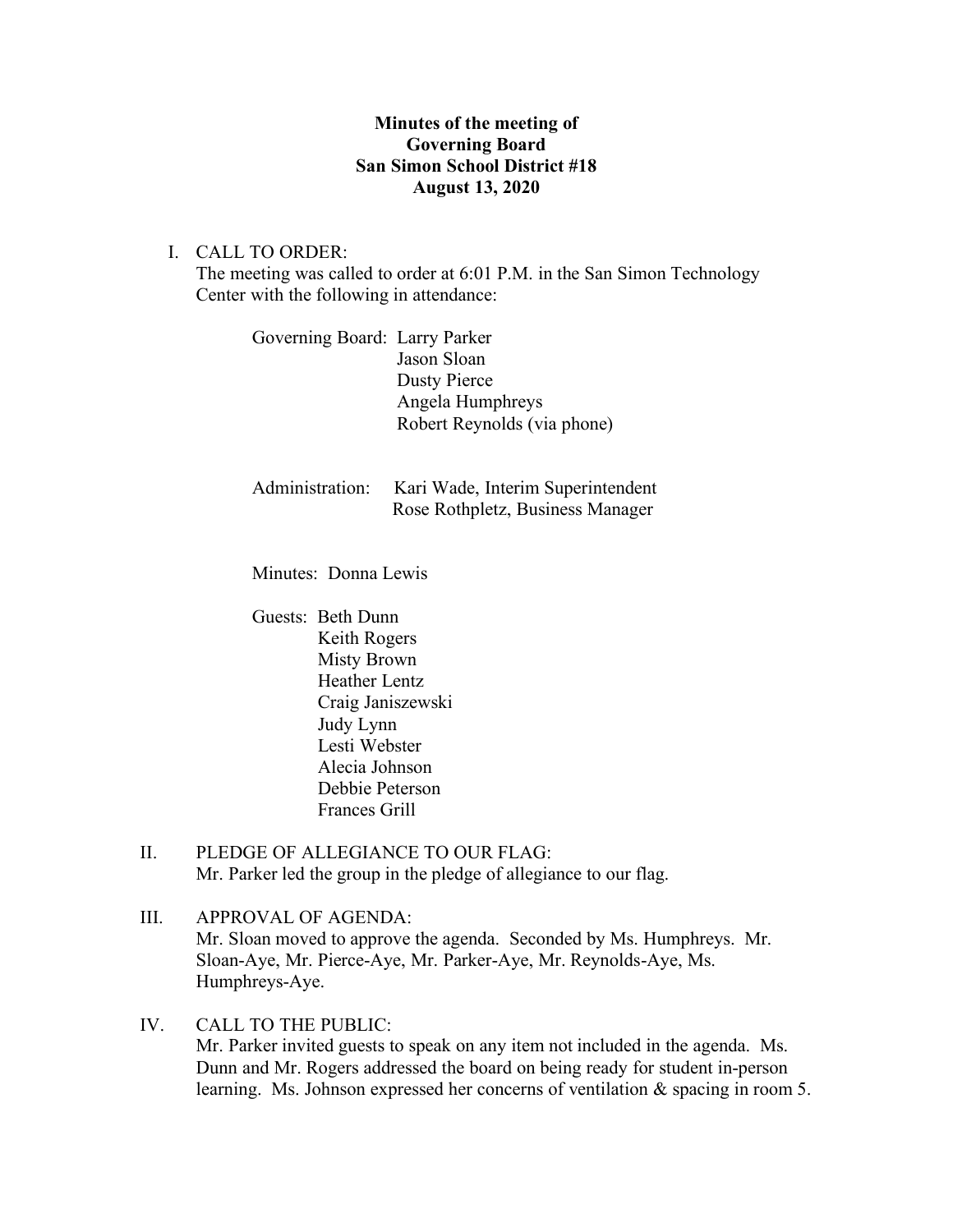# Minutes of the meeting of
# Governing Board
# San Simon School District #18
# August 13, 2020

I. CALL TO ORDER:
The meeting was called to order at 6:01 P.M. in the San Simon Technology Center with the following in attendance:

Governing Board: Larry Parker
Jason Sloan
Dusty Pierce
Angela Humphreys
Robert Reynolds (via phone)

Administration: Kari Wade, Interim Superintendent
Rose Rothpletz, Business Manager

Minutes: Donna Lewis

Guests: Beth Dunn
Keith Rogers
Misty Brown
Heather Lentz
Craig Janiszewski
Judy Lynn
Lesti Webster
Alecia Johnson
Debbie Peterson
Frances Grill

II. PLEDGE OF ALLEGIANCE TO OUR FLAG:
Mr. Parker led the group in the pledge of allegiance to our flag.

III. APPROVAL OF AGENDA:
Mr. Sloan moved to approve the agenda. Seconded by Ms. Humphreys. Mr. Sloan-Aye, Mr. Pierce-Aye, Mr. Parker-Aye, Mr. Reynolds-Aye, Ms. Humphreys-Aye.

IV. CALL TO THE PUBLIC:
Mr. Parker invited guests to speak on any item not included in the agenda. Ms. Dunn and Mr. Rogers addressed the board on being ready for student in-person learning. Ms. Johnson expressed her concerns of ventilation & spacing in room 5.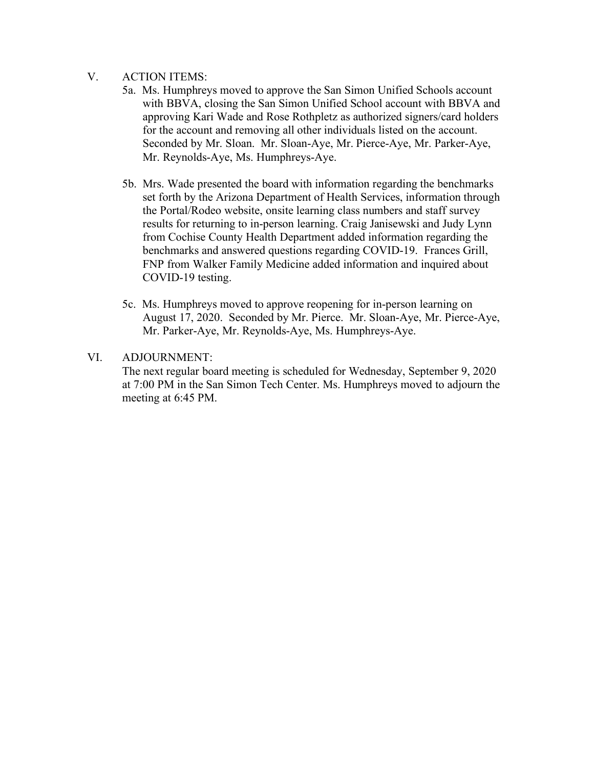V. ACTION ITEMS:

5a. Ms. Humphreys moved to approve the San Simon Unified Schools account with BBVA, closing the San Simon Unified School account with BBVA and approving Kari Wade and Rose Rothpletz as authorized signers/card holders for the account and removing all other individuals listed on the account. Seconded by Mr. Sloan. Mr. Sloan-Aye, Mr. Pierce-Aye, Mr. Parker-Aye, Mr. Reynolds-Aye, Ms. Humphreys-Aye.

5b. Mrs. Wade presented the board with information regarding the benchmarks set forth by the Arizona Department of Health Services, information through the Portal/Rodeo website, onsite learning class numbers and staff survey results for returning to in-person learning. Craig Janisewski and Judy Lynn from Cochise County Health Department added information regarding the benchmarks and answered questions regarding COVID-19. Frances Grill, FNP from Walker Family Medicine added information and inquired about COVID-19 testing.

5c. Ms. Humphreys moved to approve reopening for in-person learning on August 17, 2020. Seconded by Mr. Pierce. Mr. Sloan-Aye, Mr. Pierce-Aye, Mr. Parker-Aye, Mr. Reynolds-Aye, Ms. Humphreys-Aye.

VI. ADJOURNMENT:

The next regular board meeting is scheduled for Wednesday, September 9, 2020 at 7:00 PM in the San Simon Tech Center. Ms. Humphreys moved to adjourn the meeting at 6:45 PM.